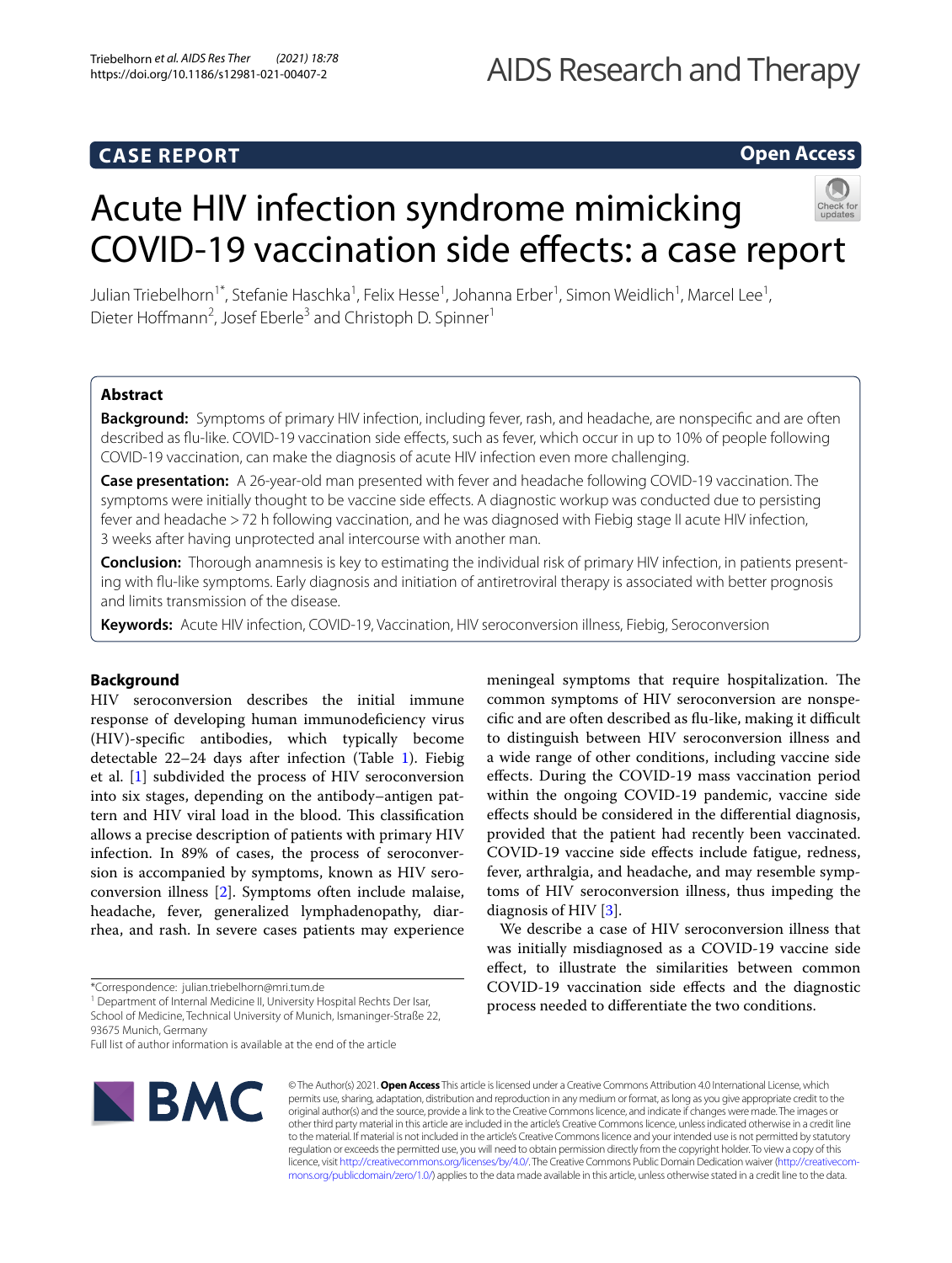CASE REPORT

Open Access

# Acute HIV infection syndrome mimicking COVID-19 vaccination side effects: a case report

Julian Triebelhorn[1*], Stefanie Haschka[1], Felix Hesse[1], Johanna Erber[1], Simon Weidlich[1], Marcel Lee[1], Dieter Hoffmann[2], Josef Eberle[3] and Christoph D. Spinner[1]

## Abstract

**Background:** Symptoms of primary HIV infection, including fever, rash, and headache, are nonspecific and are often described as flu-like. COVID-19 vaccination side effects, such as fever, which occur in up to 10% of people following COVID-19 vaccination, can make the diagnosis of acute HIV infection even more challenging.

**Case presentation:** A 26-year-old man presented with fever and headache following COVID-19 vaccination. The symptoms were initially thought to be vaccine side effects. A diagnostic workup was conducted due to persisting fever and headache > 72 h following vaccination, and he was diagnosed with Fiebig stage II acute HIV infection, 3 weeks after having unprotected anal intercourse with another man.

**Conclusion:** Thorough anamnesis is key to estimating the individual risk of primary HIV infection, in patients presenting with flu-like symptoms. Early diagnosis and initiation of antiretroviral therapy is associated with better prognosis and limits transmission of the disease.

**Keywords:** Acute HIV infection, COVID-19, Vaccination, HIV seroconversion illness, Fiebig, Seroconversion

## Background

HIV seroconversion describes the initial immune response of developing human immunodeficiency virus (HIV)-specific antibodies, which typically become detectable 22–24 days after infection (Table 1). Fiebig et al. [1] subdivided the process of HIV seroconversion into six stages, depending on the antibody–antigen pattern and HIV viral load in the blood. This classification allows a precise description of patients with primary HIV infection. In 89% of cases, the process of seroconversion is accompanied by symptoms, known as HIV seroconversion illness [2]. Symptoms often include malaise, headache, fever, generalized lymphadenopathy, diarrhea, and rash. In severe cases patients may experience meningeal symptoms that require hospitalization. The common symptoms of HIV seroconversion are nonspecific and are often described as flu-like, making it difficult to distinguish between HIV seroconversion illness and a wide range of other conditions, including vaccine side effects. During the COVID-19 mass vaccination period within the ongoing COVID-19 pandemic, vaccine side effects should be considered in the differential diagnosis, provided that the patient had recently been vaccinated. COVID-19 vaccine side effects include fatigue, redness, fever, arthralgia, and headache, and may resemble symptoms of HIV seroconversion illness, thus impeding the diagnosis of HIV [3].

We describe a case of HIV seroconversion illness that was initially misdiagnosed as a COVID-19 vaccine side effect, to illustrate the similarities between common COVID-19 vaccination side effects and the diagnostic process needed to differentiate the two conditions.

*Correspondence: julian.triebelhorn@mri.tum.de
[1] Department of Internal Medicine II, University Hospital Rechts Der Isar, School of Medicine, Technical University of Munich, Ismaninger-Straße 22, 93675 Munich, Germany
Full list of author information is available at the end of the article

© The Author(s) 2021. **Open Access** This article is licensed under a Creative Commons Attribution 4.0 International License, which permits use, sharing, adaptation, distribution and reproduction in any medium or format, as long as you give appropriate credit to the original author(s) and the source, provide a link to the Creative Commons licence, and indicate if changes were made. The images or other third party material in this article are included in the article's Creative Commons licence, unless indicated otherwise in a credit line to the material. If material is not included in the article's Creative Commons licence and your intended use is not permitted by statutory regulation or exceeds the permitted use, you will need to obtain permission directly from the copyright holder. To view a copy of this licence, visit http://creativecommons.org/licenses/by/4.0/. The Creative Commons Public Domain Dedication waiver (http://creativecommons.org/publicdomain/zero/1.0/) applies to the data made available in this article, unless otherwise stated in a credit line to the data.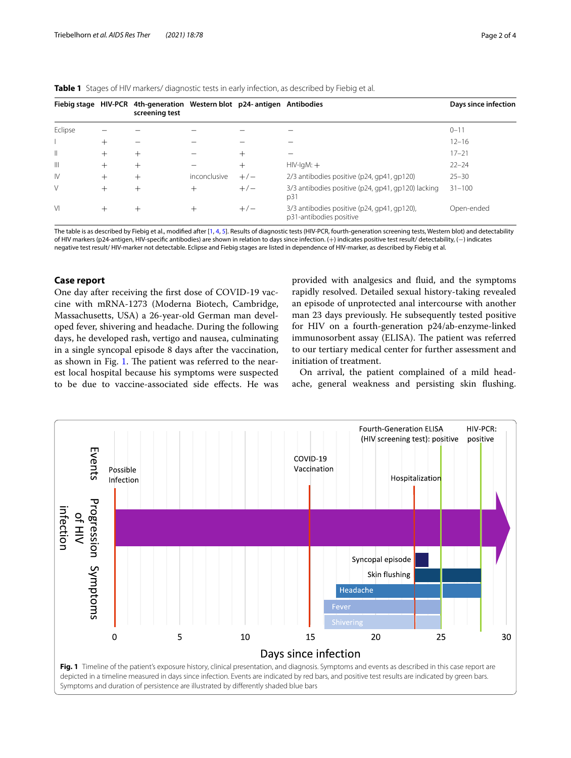**Table 1** Stages of HIV markers/ diagnostic tests in early infection, as described by Fiebig et al.

| Fiebig stage | HIV-PCR | 4th-generation screening test | Western blot | p24- antigen | Antibodies | Days since infection |
|---|---|---|---|---|---|---|
| Eclipse | − | − | − | − | − | 0–11 |
| I | + | − | − | − | − | 12–16 |
| II | + | + | − | + | − | 17–21 |
| III | + | + | − | + | HIV-IgM: + | 22–24 |
| IV | + | + | inconclusive | +/− | 2/3 antibodies positive (p24, gp41, gp120) | 25–30 |
| V | + | + | + | +/− | 3/3 antibodies positive (p24, gp41, gp120) lacking p31 | 31–100 |
| VI | + | + | + | +/− | 3/3 antibodies positive (p24, gp41, gp120), p31-antibodies positive | Open-ended |

The table is as described by Fiebig et al., modified after [1, 4, 5]. Results of diagnostic tests (HIV-PCR, fourth-generation screening tests, Western blot) and detectability of HIV markers (p24-antigen, HIV-specific antibodies) are shown in relation to days since infection. (+) indicates positive test result/ detectability, (−) indicates negative test result/ HIV-marker not detectable. Eclipse and Fiebig stages are listed in dependence of HIV-marker, as described by Fiebig et al.

## Case report

One day after receiving the first dose of COVID-19 vaccine with mRNA-1273 (Moderna Biotech, Cambridge, Massachusetts, USA) a 26-year-old German man developed fever, shivering and headache. During the following days, he developed rash, vertigo and nausea, culminating in a single syncopal episode 8 days after the vaccination, as shown in Fig. 1. The patient was referred to the nearest local hospital because his symptoms were suspected to be due to vaccine-associated side effects. He was provided with analgesics and fluid, and the symptoms rapidly resolved. Detailed sexual history-taking revealed an episode of unprotected anal intercourse with another man 23 days previously. He subsequently tested positive for HIV on a fourth-generation p24/ab-enzyme-linked immunosorbent assay (ELISA). The patient was referred to our tertiary medical center for further assessment and initiation of treatment.

On arrival, the patient complained of a mild headache, general weakness and persisting skin flushing.

**Fig. 1** Timeline of the patient's exposure history, clinical presentation, and diagnosis. Symptoms and events as described in this case report are depicted in a timeline measured in days since infection. Events are indicated by red bars, and positive test results are indicated by green bars. Symptoms and duration of persistence are illustrated by differently shaded blue bars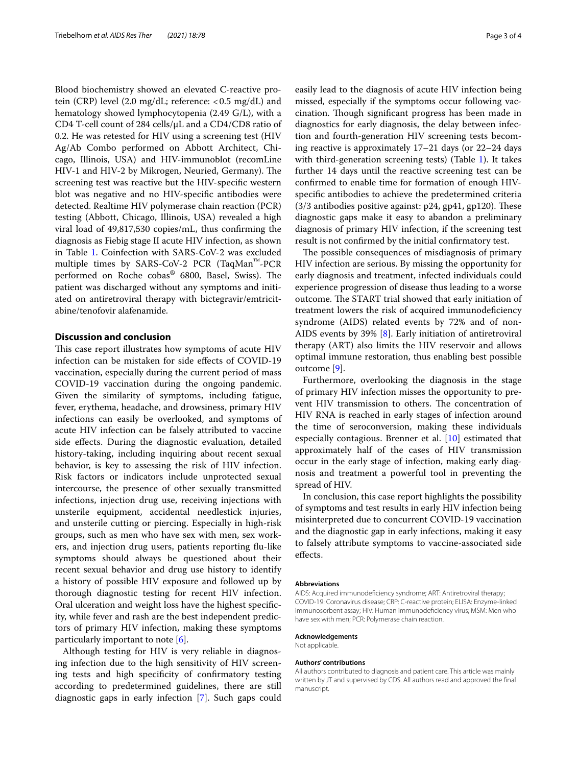Blood biochemistry showed an elevated C-reactive protein (CRP) level (2.0 mg/dL; reference: <0.5 mg/dL) and hematology showed lymphocytopenia (2.49 G/L), with a CD4 T-cell count of 284 cells/μL and a CD4/CD8 ratio of 0.2. He was retested for HIV using a screening test (HIV Ag/Ab Combo performed on Abbott Architect, Chicago, Illinois, USA) and HIV-immunoblot (recomLine HIV-1 and HIV-2 by Mikrogen, Neuried, Germany). The screening test was reactive but the HIV-specific western blot was negative and no HIV-specific antibodies were detected. Realtime HIV polymerase chain reaction (PCR) testing (Abbott, Chicago, Illinois, USA) revealed a high viral load of 49,817,530 copies/mL, thus confirming the diagnosis as Fiebig stage II acute HIV infection, as shown in Table 1. Coinfection with SARS-CoV-2 was excluded multiple times by SARS-CoV-2 PCR (TaqMan™-PCR performed on Roche cobas® 6800, Basel, Swiss). The patient was discharged without any symptoms and initiated on antiretroviral therapy with bictegravir/emtricitabine/tenofovir alafenamide.

## Discussion and conclusion

This case report illustrates how symptoms of acute HIV infection can be mistaken for side effects of COVID-19 vaccination, especially during the current period of mass COVID-19 vaccination during the ongoing pandemic. Given the similarity of symptoms, including fatigue, fever, erythema, headache, and drowsiness, primary HIV infections can easily be overlooked, and symptoms of acute HIV infection can be falsely attributed to vaccine side effects. During the diagnostic evaluation, detailed history-taking, including inquiring about recent sexual behavior, is key to assessing the risk of HIV infection. Risk factors or indicators include unprotected sexual intercourse, the presence of other sexually transmitted infections, injection drug use, receiving injections with unsterile equipment, accidental needlestick injuries, and unsterile cutting or piercing. Especially in high-risk groups, such as men who have sex with men, sex workers, and injection drug users, patients reporting flu-like symptoms should always be questioned about their recent sexual behavior and drug use history to identify a history of possible HIV exposure and followed up by thorough diagnostic testing for recent HIV infection. Oral ulceration and weight loss have the highest specificity, while fever and rash are the best independent predictors of primary HIV infection, making these symptoms particularly important to note [6].

Although testing for HIV is very reliable in diagnosing infection due to the high sensitivity of HIV screening tests and high specificity of confirmatory testing according to predetermined guidelines, there are still diagnostic gaps in early infection [7]. Such gaps could easily lead to the diagnosis of acute HIV infection being missed, especially if the symptoms occur following vaccination. Though significant progress has been made in diagnostics for early diagnosis, the delay between infection and fourth-generation HIV screening tests becoming reactive is approximately 17–21 days (or 22–24 days with third-generation screening tests) (Table 1). It takes further 14 days until the reactive screening test can be confirmed to enable time for formation of enough HIV-specific antibodies to achieve the predetermined criteria (3/3 antibodies positive against: p24, gp41, gp120). These diagnostic gaps make it easy to abandon a preliminary diagnosis of primary HIV infection, if the screening test result is not confirmed by the initial confirmatory test.

The possible consequences of misdiagnosis of primary HIV infection are serious. By missing the opportunity for early diagnosis and treatment, infected individuals could experience progression of disease thus leading to a worse outcome. The START trial showed that early initiation of treatment lowers the risk of acquired immunodeficiency syndrome (AIDS) related events by 72% and of non-AIDS events by 39% [8]. Early initiation of antiretroviral therapy (ART) also limits the HIV reservoir and allows optimal immune restoration, thus enabling best possible outcome [9].

Furthermore, overlooking the diagnosis in the stage of primary HIV infection misses the opportunity to prevent HIV transmission to others. The concentration of HIV RNA is reached in early stages of infection around the time of seroconversion, making these individuals especially contagious. Brenner et al. [10] estimated that approximately half of the cases of HIV transmission occur in the early stage of infection, making early diagnosis and treatment a powerful tool in preventing the spread of HIV.

In conclusion, this case report highlights the possibility of symptoms and test results in early HIV infection being misinterpreted due to concurrent COVID-19 vaccination and the diagnostic gap in early infections, making it easy to falsely attribute symptoms to vaccine-associated side effects.

#### Abbreviations

AIDS: Acquired immunodeficiency syndrome; ART: Antiretroviral therapy; COVID-19: Coronavirus disease; CRP: C-reactive protein; ELISA: Enzyme-linked immunosorbent assay; HIV: Human immunodeficiency virus; MSM: Men who have sex with men; PCR: Polymerase chain reaction.

#### Acknowledgements

Not applicable.

#### Authors' contributions

All authors contributed to diagnosis and patient care. This article was mainly written by JT and supervised by CDS. All authors read and approved the final manuscript.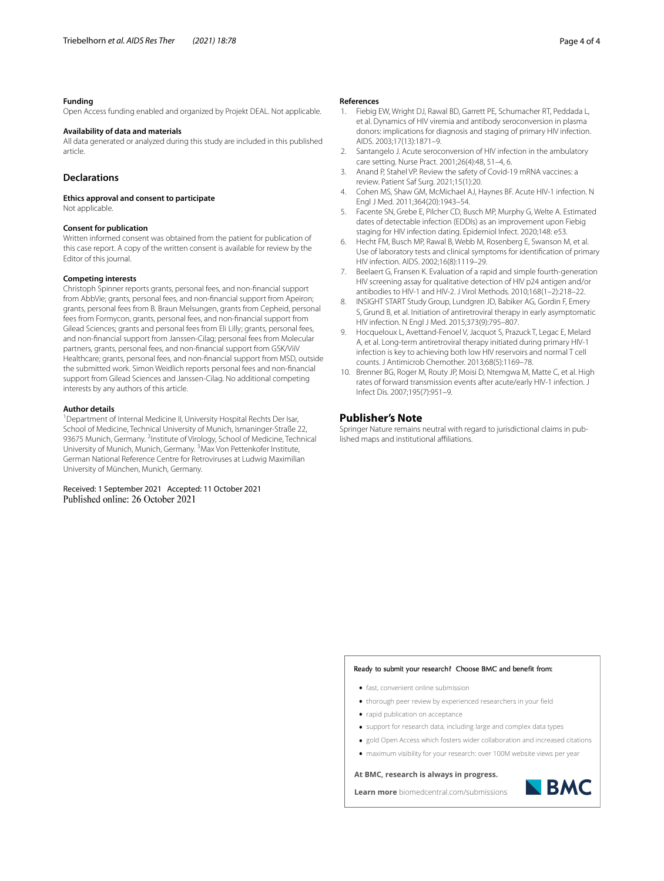#### Funding
Open Access funding enabled and organized by Projekt DEAL. Not applicable.

#### Availability of data and materials
All data generated or analyzed during this study are included in this published article.

## Declarations

#### Ethics approval and consent to participate
Not applicable.

#### Consent for publication
Written informed consent was obtained from the patient for publication of this case report. A copy of the written consent is available for review by the Editor of this journal.

#### Competing interests
Christoph Spinner reports grants, personal fees, and non-financial support from AbbVie; grants, personal fees, and non-financial support from Apeiron; grants, personal fees from B. Braun Melsungen, grants from Cepheid, personal fees from Formycon, grants, personal fees, and non-financial support from Gilead Sciences; grants and personal fees from Eli Lilly; grants, personal fees, and non-financial support from Janssen-Cilag; personal fees from Molecular partners, grants, personal fees, and non-financial support from GSK/ViiV Healthcare; grants, personal fees, and non-financial support from MSD, outside the submitted work. Simon Weidlich reports personal fees and non-financial support from Gilead Sciences and Janssen-Cilag. No additional competing interests by any authors of this article.

#### Author details
[1]Department of Internal Medicine II, University Hospital Rechts Der Isar, School of Medicine, Technical University of Munich, Ismaninger-Straße 22, 93675 Munich, Germany. [2]Institute of Virology, School of Medicine, Technical University of Munich, Munich, Germany. [3]Max Von Pettenkofer Institute, German National Reference Centre for Retroviruses at Ludwig Maximilian University of München, Munich, Germany.

Received: 1 September 2021 Accepted: 11 October 2021
Published online: 26 October 2021

#### References
1. Fiebig EW, Wright DJ, Rawal BD, Garrett PE, Schumacher RT, Peddada L, et al. Dynamics of HIV viremia and antibody seroconversion in plasma donors: implications for diagnosis and staging of primary HIV infection. AIDS. 2003;17(13):1871–9.
2. Santangelo J. Acute seroconversion of HIV infection in the ambulatory care setting. Nurse Pract. 2001;26(4):48, 51–4, 6.
3. Anand P, Stahel VP. Review the safety of Covid-19 mRNA vaccines: a review. Patient Saf Surg. 2021;15(1):20.
4. Cohen MS, Shaw GM, McMichael AJ, Haynes BF. Acute HIV-1 infection. N Engl J Med. 2011;364(20):1943–54.
5. Facente SN, Grebe E, Pilcher CD, Busch MP, Murphy G, Welte A. Estimated dates of detectable infection (EDDIs) as an improvement upon Fiebig staging for HIV infection dating. Epidemiol Infect. 2020;148: e53.
6. Hecht FM, Busch MP, Rawal B, Webb M, Rosenberg E, Swanson M, et al. Use of laboratory tests and clinical symptoms for identification of primary HIV infection. AIDS. 2002;16(8):1119–29.
7. Beelaert G, Fransen K. Evaluation of a rapid and simple fourth-generation HIV screening assay for qualitative detection of HIV p24 antigen and/or antibodies to HIV-1 and HIV-2. J Virol Methods. 2010;168(1–2):218–22.
8. INSIGHT START Study Group, Lundgren JD, Babiker AG, Gordin F, Emery S, Grund B, et al. Initiation of antiretroviral therapy in early asymptomatic HIV infection. N Engl J Med. 2015;373(9):795–807.
9. Hocqueloux L, Avettand-Fenoel V, Jacquot S, Prazuck T, Legac E, Melard A, et al. Long-term antiretroviral therapy initiated during primary HIV-1 infection is key to achieving both low HIV reservoirs and normal T cell counts. J Antimicrob Chemother. 2013;68(5):1169–78.
10. Brenner BG, Roger M, Routy JP, Moisi D, Ntemgwa M, Matte C, et al. High rates of forward transmission events after acute/early HIV-1 infection. J Infect Dis. 2007;195(7):951–9.

## Publisher's Note
Springer Nature remains neutral with regard to jurisdictional claims in published maps and institutional affiliations.

Ready to submit your research? Choose BMC and benefit from:

- fast, convenient online submission
- thorough peer review by experienced researchers in your field
- rapid publication on acceptance
- support for research data, including large and complex data types
- gold Open Access which fosters wider collaboration and increased citations
- maximum visibility for your research: over 100M website views per year

**At BMC, research is always in progress.**

**Learn more** biomedcentral.com/submissions

BMC